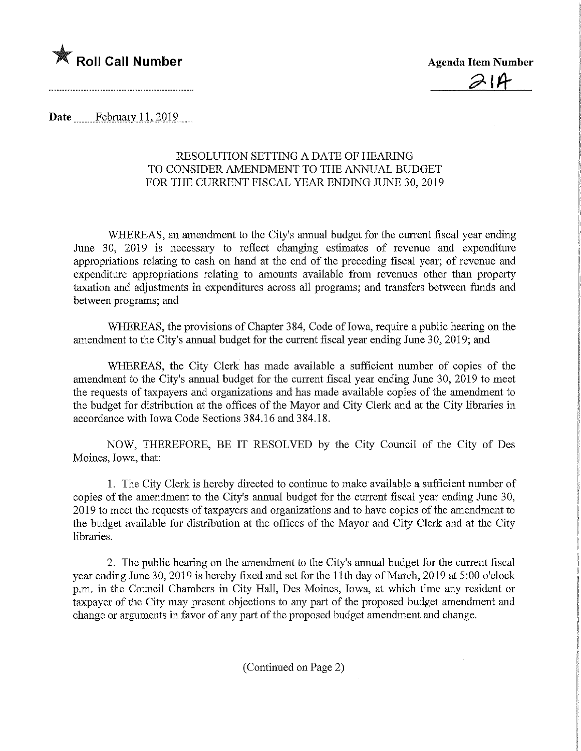★ **Roll Call Number**

**Agenda Item Number**

21A

**Date** February 11, 2019

RESOLUTION SETTING A DATE OF HEARING
TO CONSIDER AMENDMENT TO THE ANNUAL BUDGET
FOR THE CURRENT FISCAL YEAR ENDING JUNE 30, 2019

WHEREAS, an amendment to the City's annual budget for the current fiscal year ending June 30, 2019 is necessary to reflect changing estimates of revenue and expenditure appropriations relating to cash on hand at the end of the preceding fiscal year; of revenue and expenditure appropriations relating to amounts available from revenues other than property taxation and adjustments in expenditures across all programs; and transfers between funds and between programs; and

WHEREAS, the provisions of Chapter 384, Code of Iowa, require a public hearing on the amendment to the City's annual budget for the current fiscal year ending June 30, 2019; and

WHEREAS, the City Clerk has made available a sufficient number of copies of the amendment to the City's annual budget for the current fiscal year ending June 30, 2019 to meet the requests of taxpayers and organizations and has made available copies of the amendment to the budget for distribution at the offices of the Mayor and City Clerk and at the City libraries in accordance with Iowa Code Sections 384.16 and 384.18.

NOW, THEREFORE, BE IT RESOLVED by the City Council of the City of Des Moines, Iowa, that:

1. The City Clerk is hereby directed to continue to make available a sufficient number of copies of the amendment to the City's annual budget for the current fiscal year ending June 30, 2019 to meet the requests of taxpayers and organizations and to have copies of the amendment to the budget available for distribution at the offices of the Mayor and City Clerk and at the City libraries.

2. The public hearing on the amendment to the City's annual budget for the current fiscal year ending June 30, 2019 is hereby fixed and set for the 11th day of March, 2019 at 5:00 o'clock p.m. in the Council Chambers in City Hall, Des Moines, Iowa, at which time any resident or taxpayer of the City may present objections to any part of the proposed budget amendment and change or arguments in favor of any part of the proposed budget amendment and change.

(Continued on Page 2)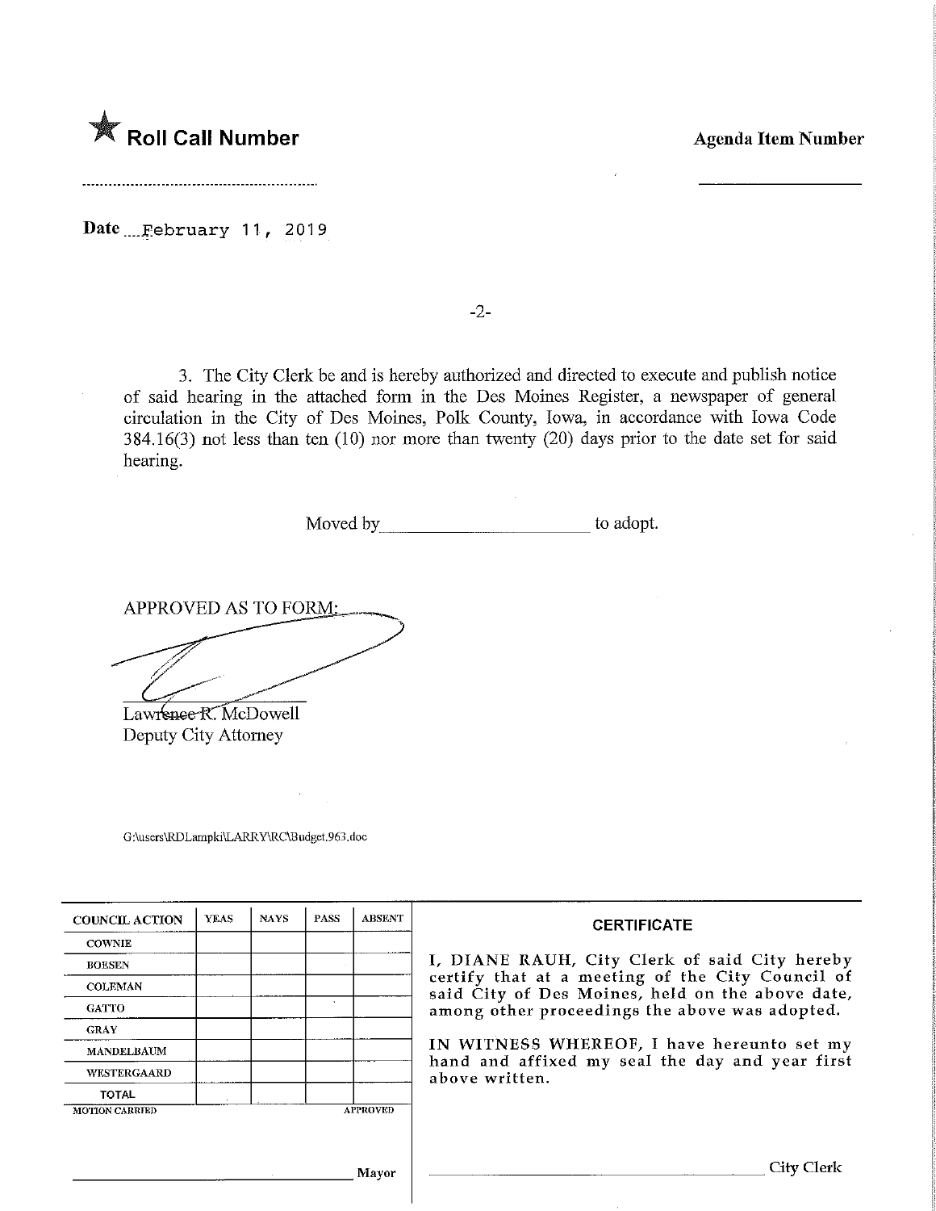★ **Roll Call Number**

**Agenda Item Number**

**Date** February 11, 2019

-2-

3. The City Clerk be and is hereby authorized and directed to execute and publish notice of said hearing in the attached form in the Des Moines Register, a newspaper of general circulation in the City of Des Moines, Polk County, Iowa, in accordance with Iowa Code 384.16(3) not less than ten (10) nor more than twenty (20) days prior to the date set for said hearing.

Moved by ______________________ to adopt.

APPROVED AS TO FORM:

Lawrence R. McDowell
Deputy City Attorney

G:\users\RDLampki\LARRY\RC\Budget.963.doc

| COUNCIL ACTION | YEAS | NAYS | PASS | ABSENT |
|---|---|---|---|---|
| COWNIE | | | | |
| BOESEN | | | | |
| COLEMAN | | | | |
| GATTO | | | | |
| GRAY | | | | |
| MANDELBAUM | | | | |
| WESTERGAARD | | | | |
| TOTAL | | | | |

MOTION CARRIED APPROVED

______________________ Mayor

**CERTIFICATE**

I, DIANE RAUH, City Clerk of said City hereby certify that at a meeting of the City Council of said City of Des Moines, held on the above date, among other proceedings the above was adopted.

IN WITNESS WHEREOF, I have hereunto set my hand and affixed my seal the day and year first above written.

______________________ City Clerk